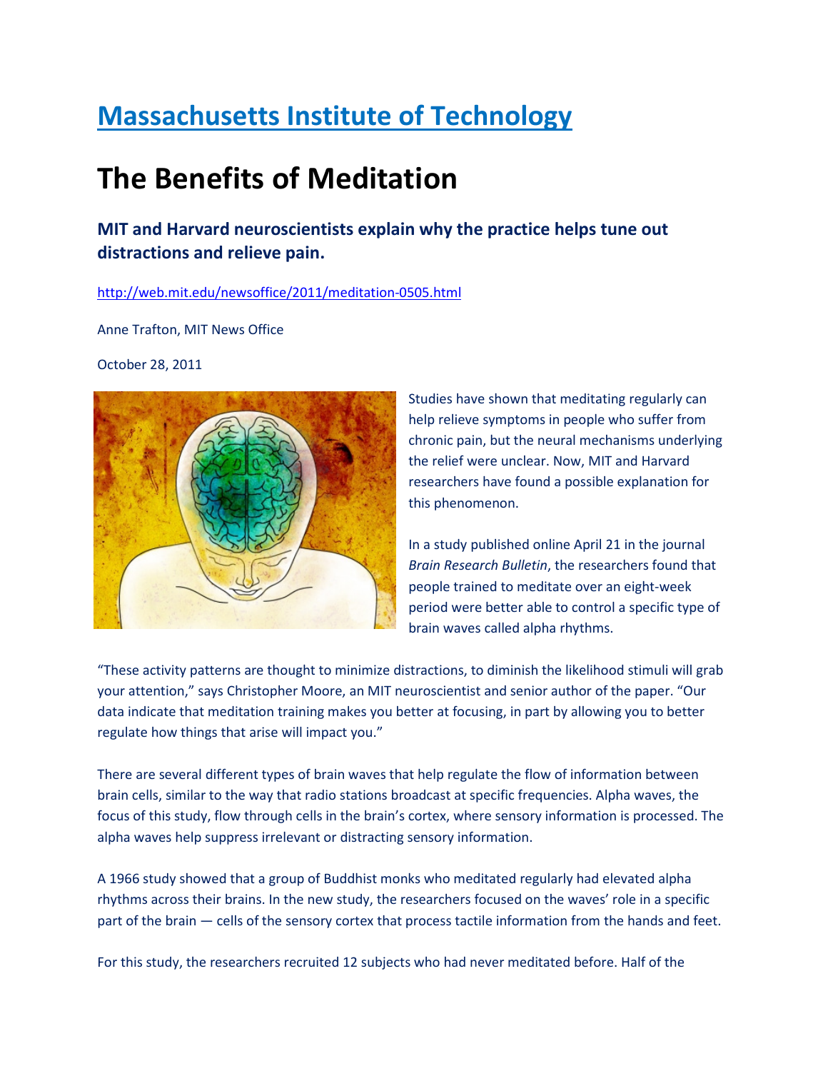# [Massachusetts Institute of Technology](http://web.mit.edu)

# The Benefits of Meditation

### MIT and Harvard neuroscientists explain why the practice helps tune out distractions and relieve pain.

http://web.mit.edu/newsoffice/2011/meditation-0505.html

Anne Trafton, MIT News Office

October 28, 2011

Studies have shown that meditating regularly can help relieve symptoms in people who suffer from chronic pain, but the neural mechanisms underlying the relief were unclear. Now, MIT and Harvard researchers have found a possible explanation for this phenomenon.

In a study published online April 21 in the journal *Brain Research Bulletin*, the researchers found that people trained to meditate over an eight-week period were better able to control a specific type of brain waves called alpha rhythms.

"These activity patterns are thought to minimize distractions, to diminish the likelihood stimuli will grab your attention," says Christopher Moore, an MIT neuroscientist and senior author of the paper. "Our data indicate that meditation training makes you better at focusing, in part by allowing you to better regulate how things that arise will impact you."

There are several different types of brain waves that help regulate the flow of information between brain cells, similar to the way that radio stations broadcast at specific frequencies. Alpha waves, the focus of this study, flow through cells in the brain's cortex, where sensory information is processed. The alpha waves help suppress irrelevant or distracting sensory information.

A 1966 study showed that a group of Buddhist monks who meditated regularly had elevated alpha rhythms across their brains. In the new study, the researchers focused on the waves' role in a specific part of the brain — cells of the sensory cortex that process tactile information from the hands and feet.

For this study, the researchers recruited 12 subjects who had never meditated before. Half of the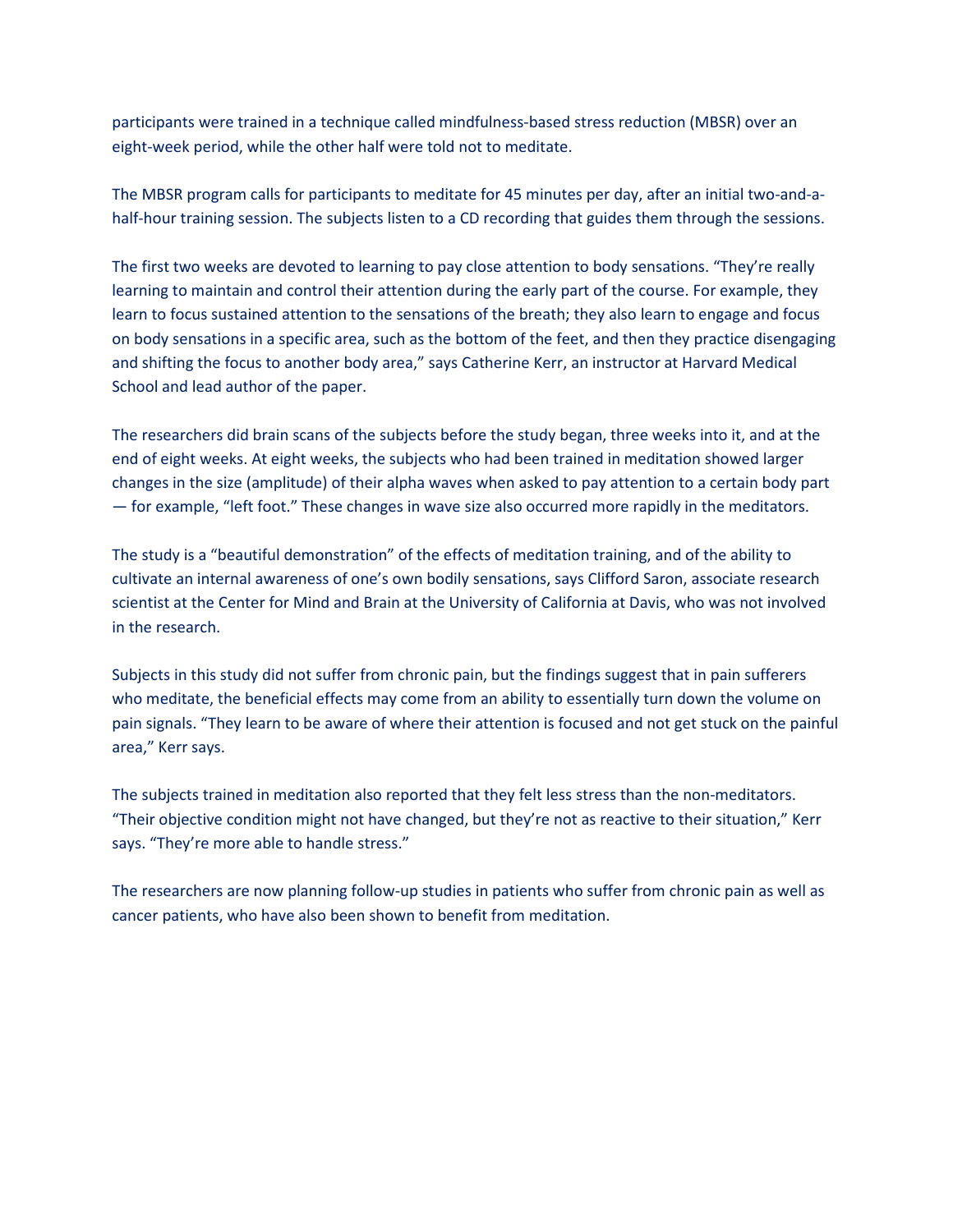participants were trained in a technique called mindfulness-based stress reduction (MBSR) over an eight-week period, while the other half were told not to meditate.

The MBSR program calls for participants to meditate for 45 minutes per day, after an initial two-and-a-half-hour training session. The subjects listen to a CD recording that guides them through the sessions.

The first two weeks are devoted to learning to pay close attention to body sensations. "They're really learning to maintain and control their attention during the early part of the course. For example, they learn to focus sustained attention to the sensations of the breath; they also learn to engage and focus on body sensations in a specific area, such as the bottom of the feet, and then they practice disengaging and shifting the focus to another body area," says Catherine Kerr, an instructor at Harvard Medical School and lead author of the paper.

The researchers did brain scans of the subjects before the study began, three weeks into it, and at the end of eight weeks. At eight weeks, the subjects who had been trained in meditation showed larger changes in the size (amplitude) of their alpha waves when asked to pay attention to a certain body part — for example, "left foot." These changes in wave size also occurred more rapidly in the meditators.

The study is a "beautiful demonstration" of the effects of meditation training, and of the ability to cultivate an internal awareness of one's own bodily sensations, says Clifford Saron, associate research scientist at the Center for Mind and Brain at the University of California at Davis, who was not involved in the research.

Subjects in this study did not suffer from chronic pain, but the findings suggest that in pain sufferers who meditate, the beneficial effects may come from an ability to essentially turn down the volume on pain signals. "They learn to be aware of where their attention is focused and not get stuck on the painful area," Kerr says.

The subjects trained in meditation also reported that they felt less stress than the non-meditators. "Their objective condition might not have changed, but they're not as reactive to their situation," Kerr says. "They're more able to handle stress."

The researchers are now planning follow-up studies in patients who suffer from chronic pain as well as cancer patients, who have also been shown to benefit from meditation.